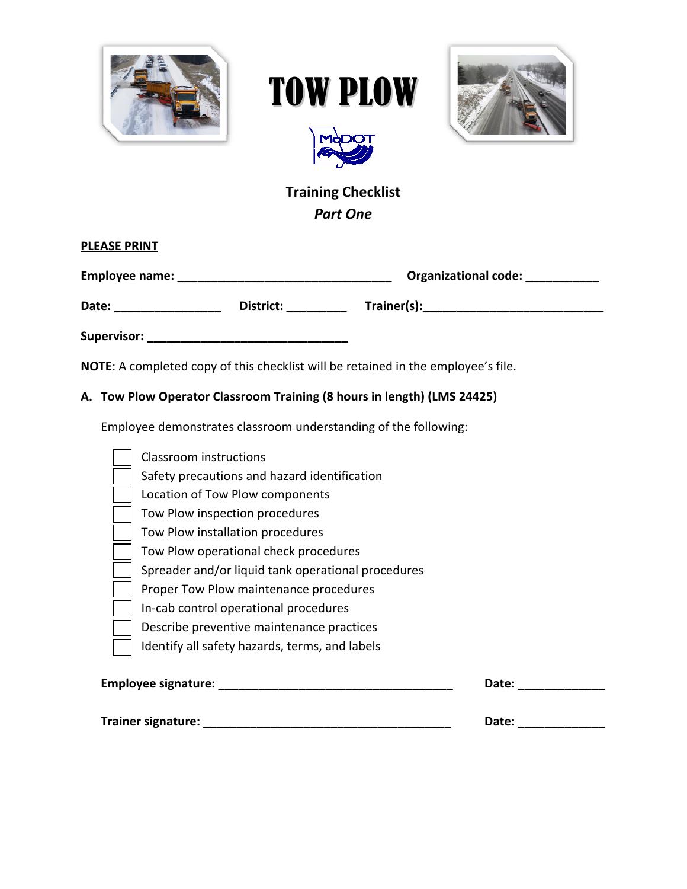# TOW PLOW

MoDOT

## Training Checklist

***Part One***

**PLEASE PRINT**

**Employee name:** ________________________________ **Organizational code:** ___________

**Date:** ________________ **District:** _________ **Trainer(s):**___________________________

**Supervisor:** ______________________________

**NOTE**: A completed copy of this checklist will be retained in the employee's file.

**A. Tow Plow Operator Classroom Training (8 hours in length) (LMS 24425)**

Employee demonstrates classroom understanding of the following:

- [ ] Classroom instructions
- [ ] Safety precautions and hazard identification
- [ ] Location of Tow Plow components
- [ ] Tow Plow inspection procedures
- [ ] Tow Plow installation procedures
- [ ] Tow Plow operational check procedures
- [ ] Spreader and/or liquid tank operational procedures
- [ ] Proper Tow Plow maintenance procedures
- [ ] In-cab control operational procedures
- [ ] Describe preventive maintenance practices
- [ ] Identify all safety hazards, terms, and labels

**Employee signature:** ____________________________________ **Date:** _____________

**Trainer signature:** ______________________________________ **Date:** _____________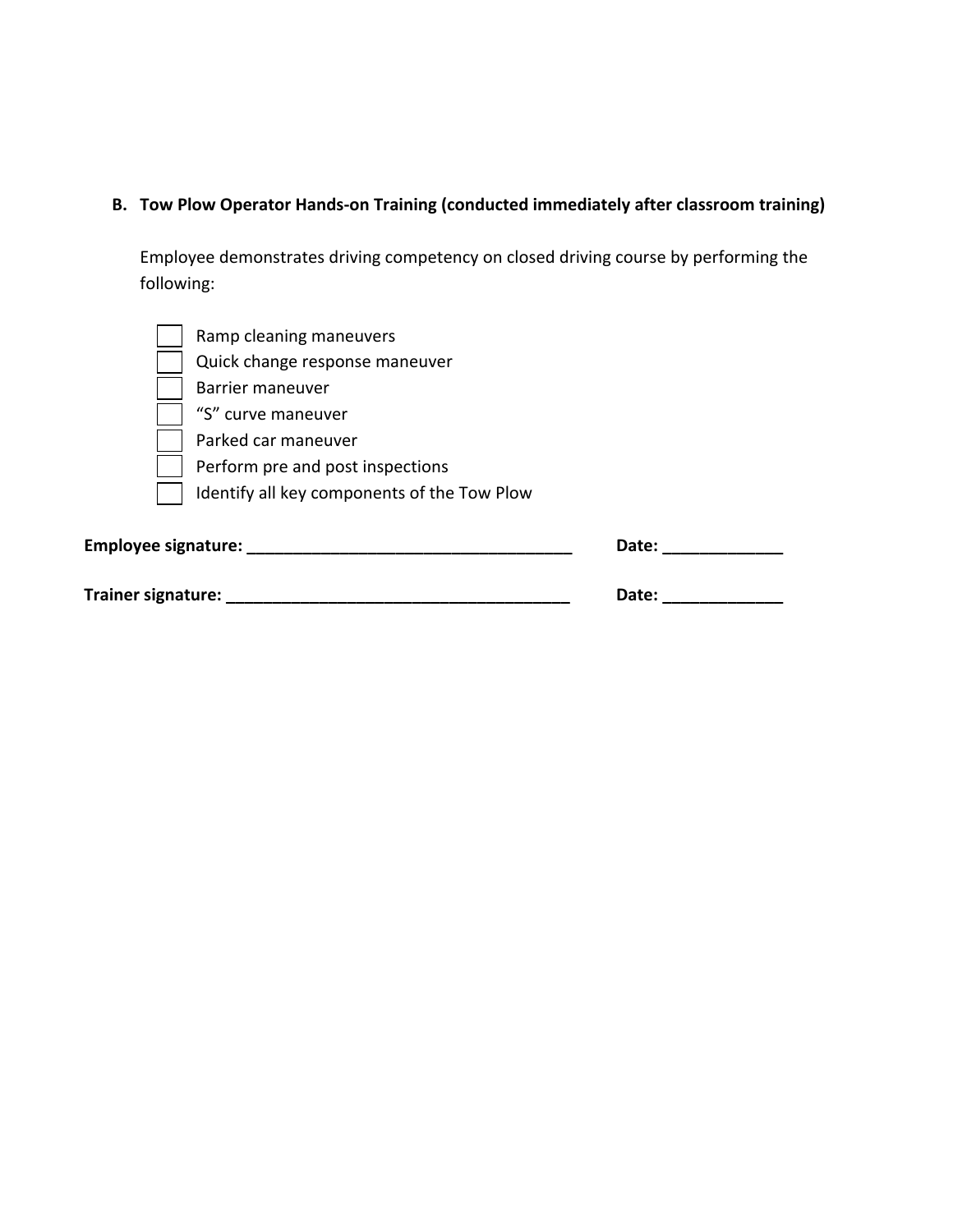**B. Tow Plow Operator Hands-on Training (conducted immediately after classroom training)**

Employee demonstrates driving competency on closed driving course by performing the following:

- [ ] Ramp cleaning maneuvers
- [ ] Quick change response maneuver
- [ ] Barrier maneuver
- [ ] "S" curve maneuver
- [ ] Parked car maneuver
- [ ] Perform pre and post inspections
- [ ] Identify all key components of the Tow Plow

**Employee signature: ___________________________________** **Date: _____________**

**Trainer signature: _____________________________________** **Date: _____________**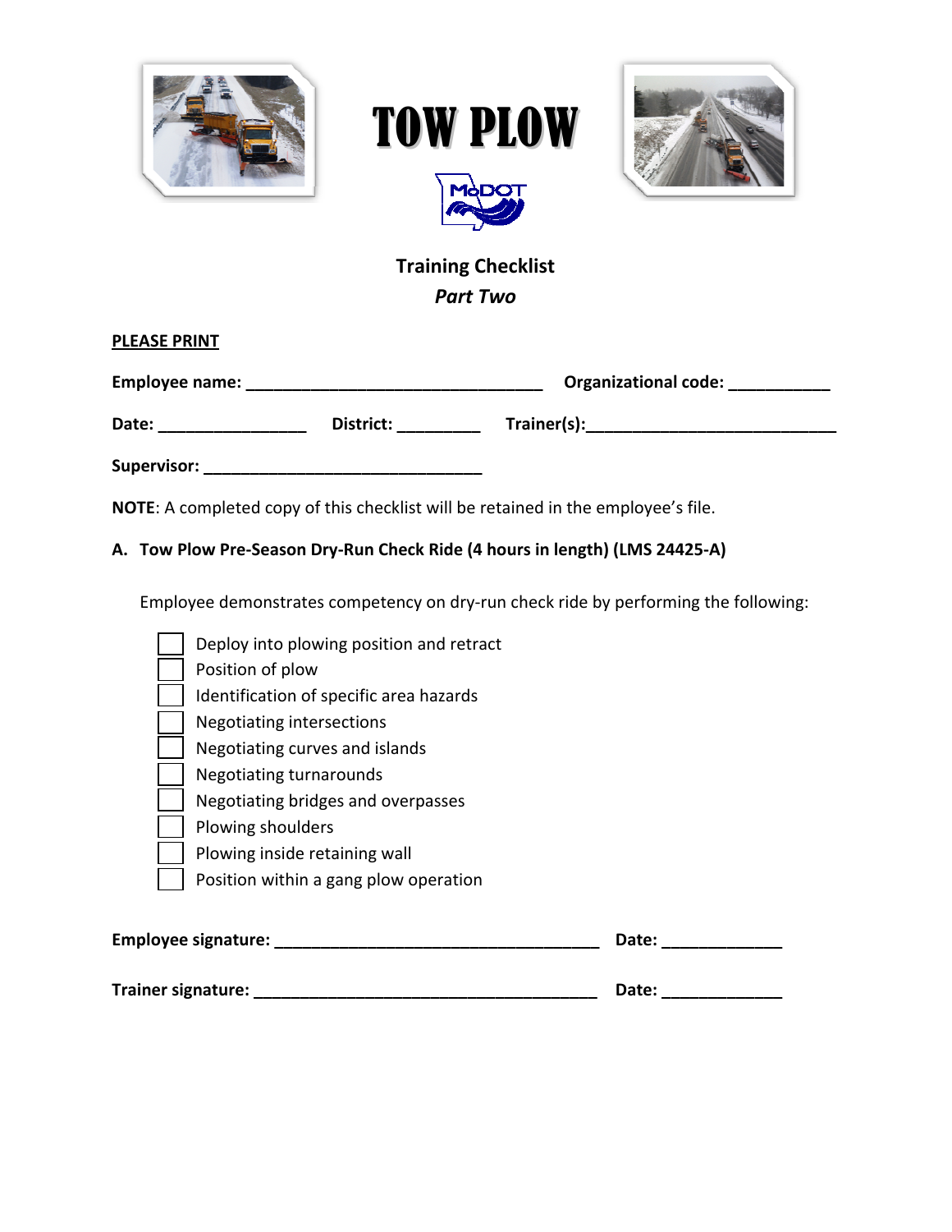# TOW PLOW

MoDOT

**Training Checklist**

***Part Two***

**PLEASE PRINT**

**Employee name: _______________________________** **Organizational code: ___________**

**Date: _______________** **District: _________** **Trainer(s):___________________________**

**Supervisor: _______________________________**

**NOTE**: A completed copy of this checklist will be retained in the employee's file.

**A. Tow Plow Pre-Season Dry-Run Check Ride (4 hours in length) (LMS 24425-A)**

Employee demonstrates competency on dry-run check ride by performing the following:

- [ ] Deploy into plowing position and retract
- [ ] Position of plow
- [ ] Identification of specific area hazards
- [ ] Negotiating intersections
- [ ] Negotiating curves and islands
- [ ] Negotiating turnarounds
- [ ] Negotiating bridges and overpasses
- [ ] Plowing shoulders
- [ ] Plowing inside retaining wall
- [ ] Position within a gang plow operation

**Employee signature: ___________________________________** **Date: _____________**

**Trainer signature: _____________________________________** **Date: _____________**